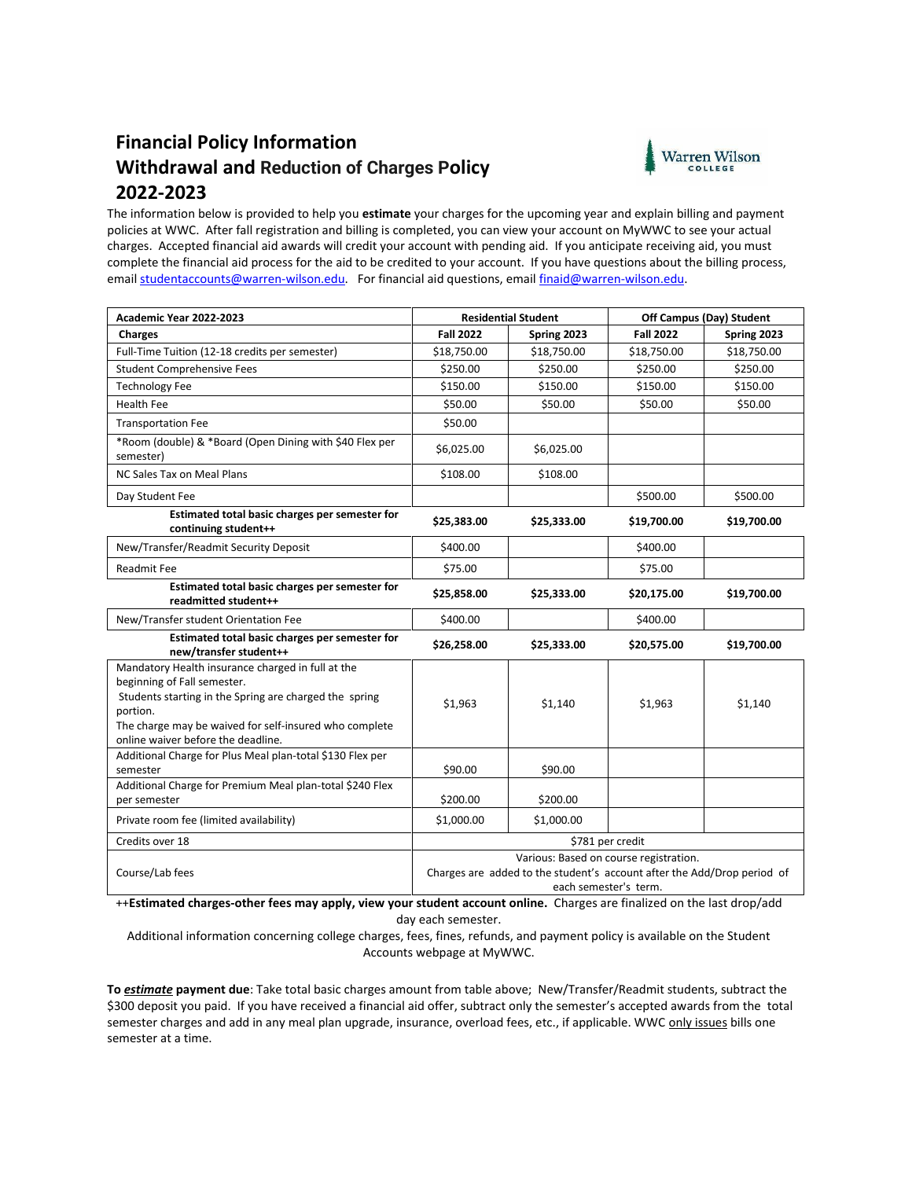# Financial Policy Information
# Withdrawal and Reduction of Charges Policy
# 2022-2023

The information below is provided to help you **estimate** your charges for the upcoming year and explain billing and payment policies at WWC. After fall registration and billing is completed, you can view your account on MyWWC to see your actual charges. Accepted financial aid awards will credit your account with pending aid. If you anticipate receiving aid, you must complete the financial aid process for the aid to be credited to your account. If you have questions about the billing process, email studentaccounts@warren-wilson.edu. For financial aid questions, email finaid@warren-wilson.edu.

| **Academic Year 2022-2023** | **Residential Student** | | **Off Campus (Day) Student** | |
|---|---|---|---|---|
| **Charges** | **Fall 2022** | **Spring 2023** | **Fall 2022** | **Spring 2023** |
| Full-Time Tuition (12-18 credits per semester) | $18,750.00 | $18,750.00 | $18,750.00 | $18,750.00 |
| Student Comprehensive Fees | $250.00 | $250.00 | $250.00 | $250.00 |
| Technology Fee | $150.00 | $150.00 | $150.00 | $150.00 |
| Health Fee | $50.00 | $50.00 | $50.00 | $50.00 |
| Transportation Fee | $50.00 | | | |
| *Room (double) & *Board (Open Dining with $40 Flex per semester) | $6,025.00 | $6,025.00 | | |
| NC Sales Tax on Meal Plans | $108.00 | $108.00 | | |
| Day Student Fee | | | $500.00 | $500.00 |
| **Estimated total basic charges per semester for continuing student++** | **$25,383.00** | **$25,333.00** | **$19,700.00** | **$19,700.00** |
| New/Transfer/Readmit Security Deposit | $400.00 | | $400.00 | |
| Readmit Fee | $75.00 | | $75.00 | |
| **Estimated total basic charges per semester for readmitted student++** | **$25,858.00** | **$25,333.00** | **$20,175.00** | **$19,700.00** |
| New/Transfer student Orientation Fee | $400.00 | | $400.00 | |
| **Estimated total basic charges per semester for new/transfer student++** | **$26,258.00** | **$25,333.00** | **$20,575.00** | **$19,700.00** |
| Mandatory Health insurance charged in full at the beginning of Fall semester. Students starting in the Spring are charged the spring portion. The charge may be waived for self-insured who complete online waiver before the deadline. | $1,963 | $1,140 | $1,963 | $1,140 |
| Additional Charge for Plus Meal plan-total $130 Flex per semester | $90.00 | $90.00 | | |
| Additional Charge for Premium Meal plan-total $240 Flex per semester | $200.00 | $200.00 | | |
| Private room fee (limited availability) | $1,000.00 | $1,000.00 | | |
| Credits over 18 | $781 per credit | | | |
| Course/Lab fees | Various: Based on course registration. Charges are added to the student's account after the Add/Drop period of each semester's term. | | | |

++**Estimated charges-other fees may apply, view your student account online.** Charges are finalized on the last drop/add day each semester.

Additional information concerning college charges, fees, fines, refunds, and payment policy is available on the Student Accounts webpage at MyWWC.

**To _estimate_ payment due**: Take total basic charges amount from table above; New/Transfer/Readmit students, subtract the $300 deposit you paid. If you have received a financial aid offer, subtract only the semester's accepted awards from the total semester charges and add in any meal plan upgrade, insurance, overload fees, etc., if applicable. WWC only issues bills one semester at a time.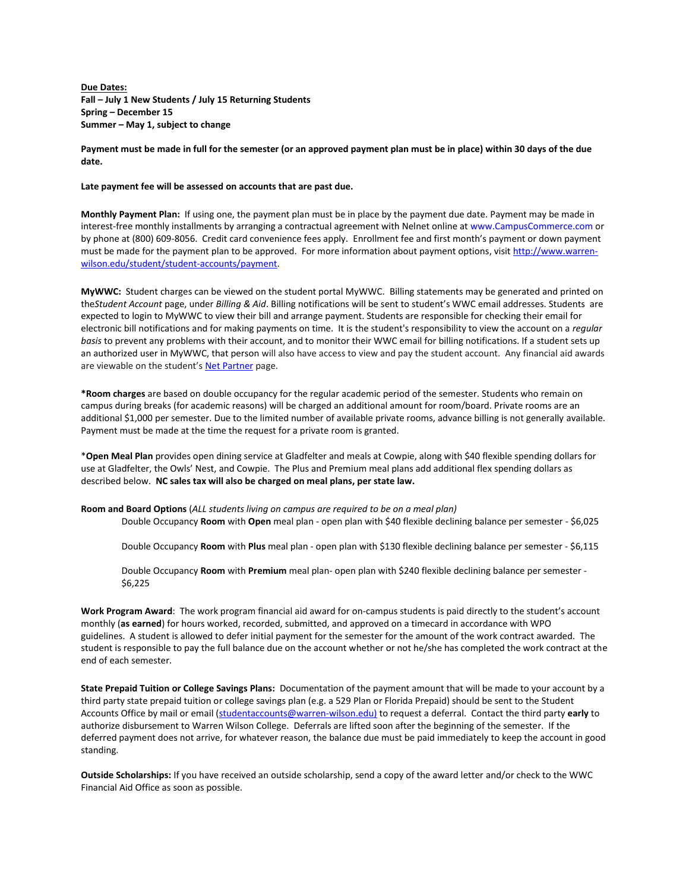**Due Dates:**
**Fall – July 1 New Students / July 15 Returning Students**
**Spring – December 15**
**Summer – May 1, subject to change**

**Payment must be made in full for the semester (or an approved payment plan must be in place) within 30 days of the due date.**

**Late payment fee will be assessed on accounts that are past due.**

**Monthly Payment Plan:** If using one, the payment plan must be in place by the payment due date. Payment may be made in interest-free monthly installments by arranging a contractual agreement with Nelnet online at www.CampusCommerce.com or by phone at (800) 609-8056. Credit card convenience fees apply. Enrollment fee and first month's payment or down payment must be made for the payment plan to be approved. For more information about payment options, visit http://www.warren-wilson.edu/student/student-accounts/payment.

**MyWWC:** Student charges can be viewed on the student portal MyWWC. Billing statements may be generated and printed on the *Student Account* page, under *Billing & Aid*. Billing notifications will be sent to student's WWC email addresses. Students are expected to login to MyWWC to view their bill and arrange payment. Students are responsible for checking their email for electronic bill notifications and for making payments on time. It is the student's responsibility to view the account on a *regular basis* to prevent any problems with their account, and to monitor their WWC email for billing notifications. If a student sets up an authorized user in MyWWC, that person will also have access to view and pay the student account. Any financial aid awards are viewable on the student's Net Partner page.

**\*Room charges** are based on double occupancy for the regular academic period of the semester. Students who remain on campus during breaks (for academic reasons) will be charged an additional amount for room/board. Private rooms are an additional $1,000 per semester. Due to the limited number of available private rooms, advance billing is not generally available. Payment must be made at the time the request for a private room is granted.

\***Open Meal Plan** provides open dining service at Gladfelter and meals at Cowpie, along with $40 flexible spending dollars for use at Gladfelter, the Owls' Nest, and Cowpie. The Plus and Premium meal plans add additional flex spending dollars as described below. **NC sales tax will also be charged on meal plans, per state law.**

**Room and Board Options** (*ALL students living on campus are required to be on a meal plan)*

Double Occupancy **Room** with **Open** meal plan - open plan with $40 flexible declining balance per semester - $6,025

Double Occupancy **Room** with **Plus** meal plan - open plan with $130 flexible declining balance per semester - $6,115

Double Occupancy **Room** with **Premium** meal plan- open plan with $240 flexible declining balance per semester - $6,225

**Work Program Award**: The work program financial aid award for on-campus students is paid directly to the student's account monthly (**as earned**) for hours worked, recorded, submitted, and approved on a timecard in accordance with WPO guidelines. A student is allowed to defer initial payment for the semester for the amount of the work contract awarded. The student is responsible to pay the full balance due on the account whether or not he/she has completed the work contract at the end of each semester.

**State Prepaid Tuition or College Savings Plans:** Documentation of the payment amount that will be made to your account by a third party state prepaid tuition or college savings plan (e.g. a 529 Plan or Florida Prepaid) should be sent to the Student Accounts Office by mail or email (studentaccounts@warren-wilson.edu) to request a deferral. Contact the third party **early** to authorize disbursement to Warren Wilson College. Deferrals are lifted soon after the beginning of the semester. If the deferred payment does not arrive, for whatever reason, the balance due must be paid immediately to keep the account in good standing.

**Outside Scholarships:** If you have received an outside scholarship, send a copy of the award letter and/or check to the WWC Financial Aid Office as soon as possible.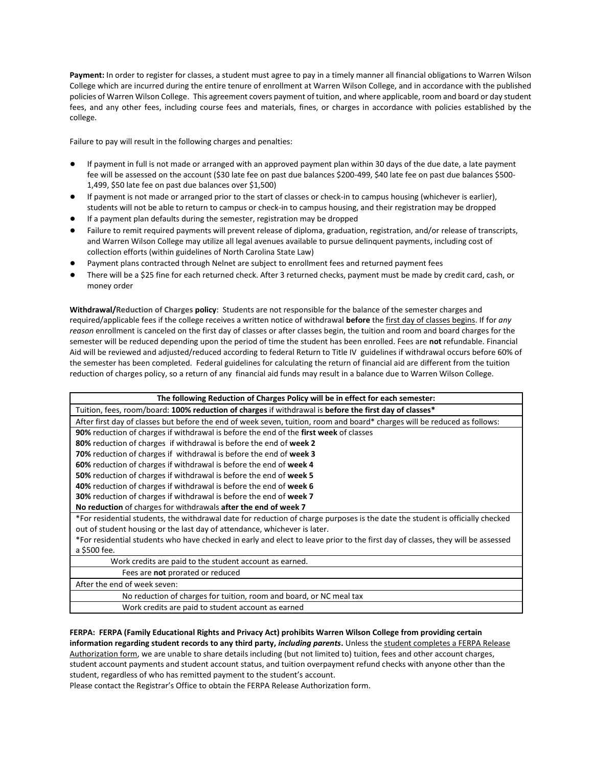**Payment:** In order to register for classes, a student must agree to pay in a timely manner all financial obligations to Warren Wilson College which are incurred during the entire tenure of enrollment at Warren Wilson College, and in accordance with the published policies of Warren Wilson College. This agreement covers payment of tuition, and where applicable, room and board or day student fees, and any other fees, including course fees and materials, fines, or charges in accordance with policies established by the college.

Failure to pay will result in the following charges and penalties:

- If payment in full is not made or arranged with an approved payment plan within 30 days of the due date, a late payment fee will be assessed on the account ($30 late fee on past due balances $200-499, $40 late fee on past due balances $500-1,499, $50 late fee on past due balances over $1,500)
- If payment is not made or arranged prior to the start of classes or check-in to campus housing (whichever is earlier), students will not be able to return to campus or check-in to campus housing, and their registration may be dropped
- If a payment plan defaults during the semester, registration may be dropped
- Failure to remit required payments will prevent release of diploma, graduation, registration, and/or release of transcripts, and Warren Wilson College may utilize all legal avenues available to pursue delinquent payments, including cost of collection efforts (within guidelines of North Carolina State Law)
- Payment plans contracted through Nelnet are subject to enrollment fees and returned payment fees
- There will be a $25 fine for each returned check. After 3 returned checks, payment must be made by credit card, cash, or money order

**Withdrawal/Reduction of Charges policy**: Students are not responsible for the balance of the semester charges and required/applicable fees if the college receives a written notice of withdrawal **before** the first day of classes begins. If for *any reason* enrollment is canceled on the first day of classes or after classes begin, the tuition and room and board charges for the semester will be reduced depending upon the period of time the student has been enrolled. Fees are **not** refundable. Financial Aid will be reviewed and adjusted/reduced according to federal Return to Title IV guidelines if withdrawal occurs before 60% of the semester has been completed. Federal guidelines for calculating the return of financial aid are different from the tuition reduction of charges policy, so a return of any financial aid funds may result in a balance due to Warren Wilson College.

| **The following Reduction of Charges Policy will be in effect for each semester:** |
|---|
| Tuition, fees, room/board: **100% reduction of charges** if withdrawal is **before the first day of classes*** |
| After first day of classes but before the end of week seven, tuition, room and board* charges will be reduced as follows: |
| **90%** reduction of charges if withdrawal is before the end of the **first week** of classes<br>**80%** reduction of charges if withdrawal is before the end of **week 2**<br>**70%** reduction of charges if withdrawal is before the end of **week 3**<br>**60%** reduction of charges if withdrawal is before the end of **week 4**<br>**50%** reduction of charges if withdrawal is before the end of **week 5**<br>**40%** reduction of charges if withdrawal is before the end of **week 6**<br>**30%** reduction of charges if withdrawal is before the end of **week 7**<br>**No reduction** of charges for withdrawals **after the end of week 7** |
| *For residential students, the withdrawal date for reduction of charge purposes is the date the student is officially checked out of student housing or the last day of attendance, whichever is later.<br>*For residential students who have checked in early and elect to leave prior to the first day of classes, they will be assessed a $500 fee. |
| Work credits are paid to the student account as earned. |
| Fees are **not** prorated or reduced |
| After the end of week seven: |
| No reduction of charges for tuition, room and board, or NC meal tax |
| Work credits are paid to student account as earned |

**FERPA: FERPA (Family Educational Rights and Privacy Act) prohibits Warren Wilson College from providing certain information regarding student records to any third party, *including parents*.** Unless the student completes a FERPA Release Authorization form, we are unable to share details including (but not limited to) tuition, fees and other account charges, student account payments and student account status, and tuition overpayment refund checks with anyone other than the student, regardless of who has remitted payment to the student's account.
Please contact the Registrar's Office to obtain the FERPA Release Authorization form.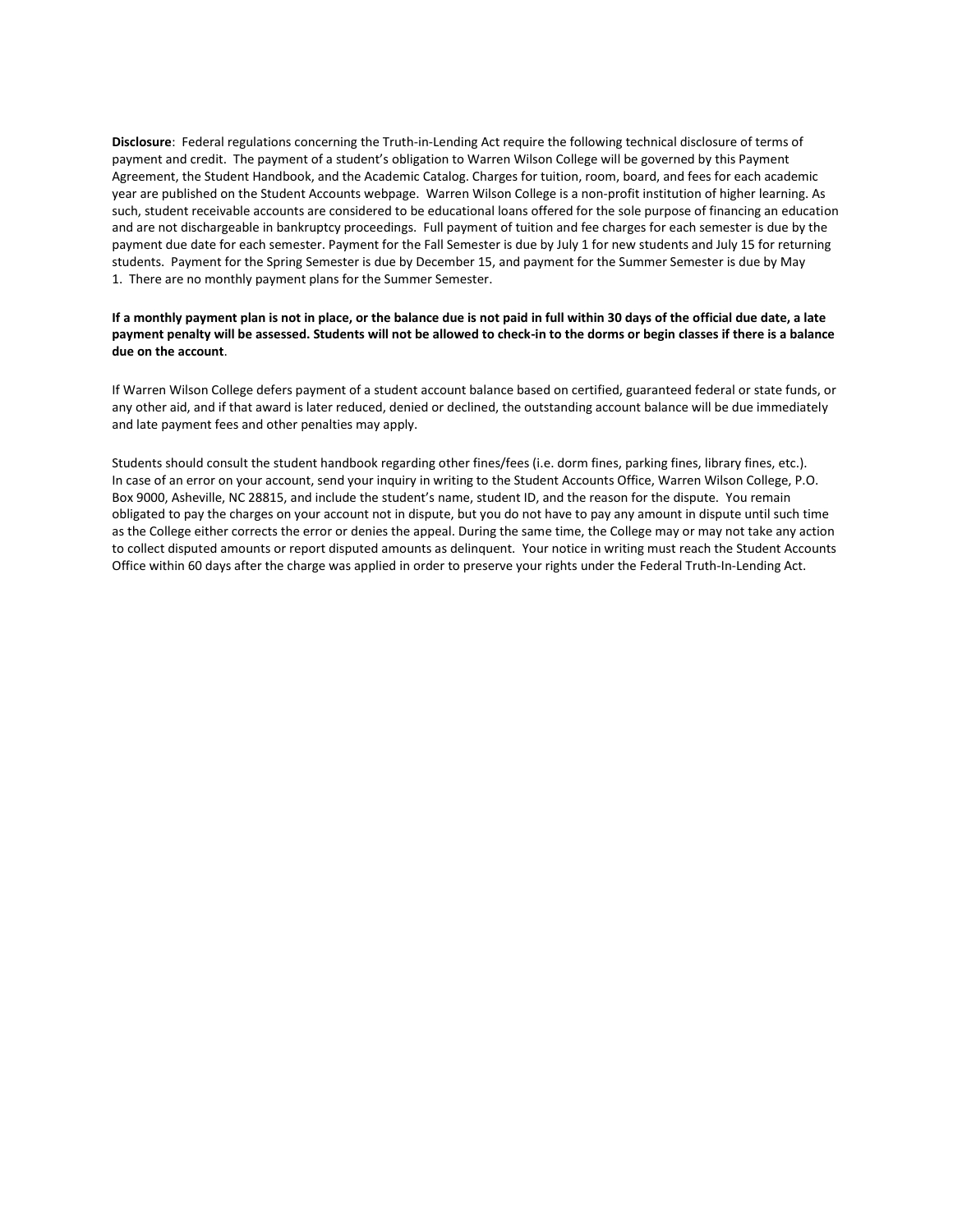**Disclosure**: Federal regulations concerning the Truth-in-Lending Act require the following technical disclosure of terms of payment and credit. The payment of a student's obligation to Warren Wilson College will be governed by this Payment Agreement, the Student Handbook, and the Academic Catalog. Charges for tuition, room, board, and fees for each academic year are published on the Student Accounts webpage. Warren Wilson College is a non-profit institution of higher learning. As such, student receivable accounts are considered to be educational loans offered for the sole purpose of financing an education and are not dischargeable in bankruptcy proceedings. Full payment of tuition and fee charges for each semester is due by the payment due date for each semester. Payment for the Fall Semester is due by July 1 for new students and July 15 for returning students. Payment for the Spring Semester is due by December 15, and payment for the Summer Semester is due by May 1. There are no monthly payment plans for the Summer Semester.

**If a monthly payment plan is not in place, or the balance due is not paid in full within 30 days of the official due date, a late payment penalty will be assessed. Students will not be allowed to check-in to the dorms or begin classes if there is a balance due on the account**.

If Warren Wilson College defers payment of a student account balance based on certified, guaranteed federal or state funds, or any other aid, and if that award is later reduced, denied or declined, the outstanding account balance will be due immediately and late payment fees and other penalties may apply.

Students should consult the student handbook regarding other fines/fees (i.e. dorm fines, parking fines, library fines, etc.). In case of an error on your account, send your inquiry in writing to the Student Accounts Office, Warren Wilson College, P.O. Box 9000, Asheville, NC 28815, and include the student's name, student ID, and the reason for the dispute. You remain obligated to pay the charges on your account not in dispute, but you do not have to pay any amount in dispute until such time as the College either corrects the error or denies the appeal. During the same time, the College may or may not take any action to collect disputed amounts or report disputed amounts as delinquent. Your notice in writing must reach the Student Accounts Office within 60 days after the charge was applied in order to preserve your rights under the Federal Truth-In-Lending Act.